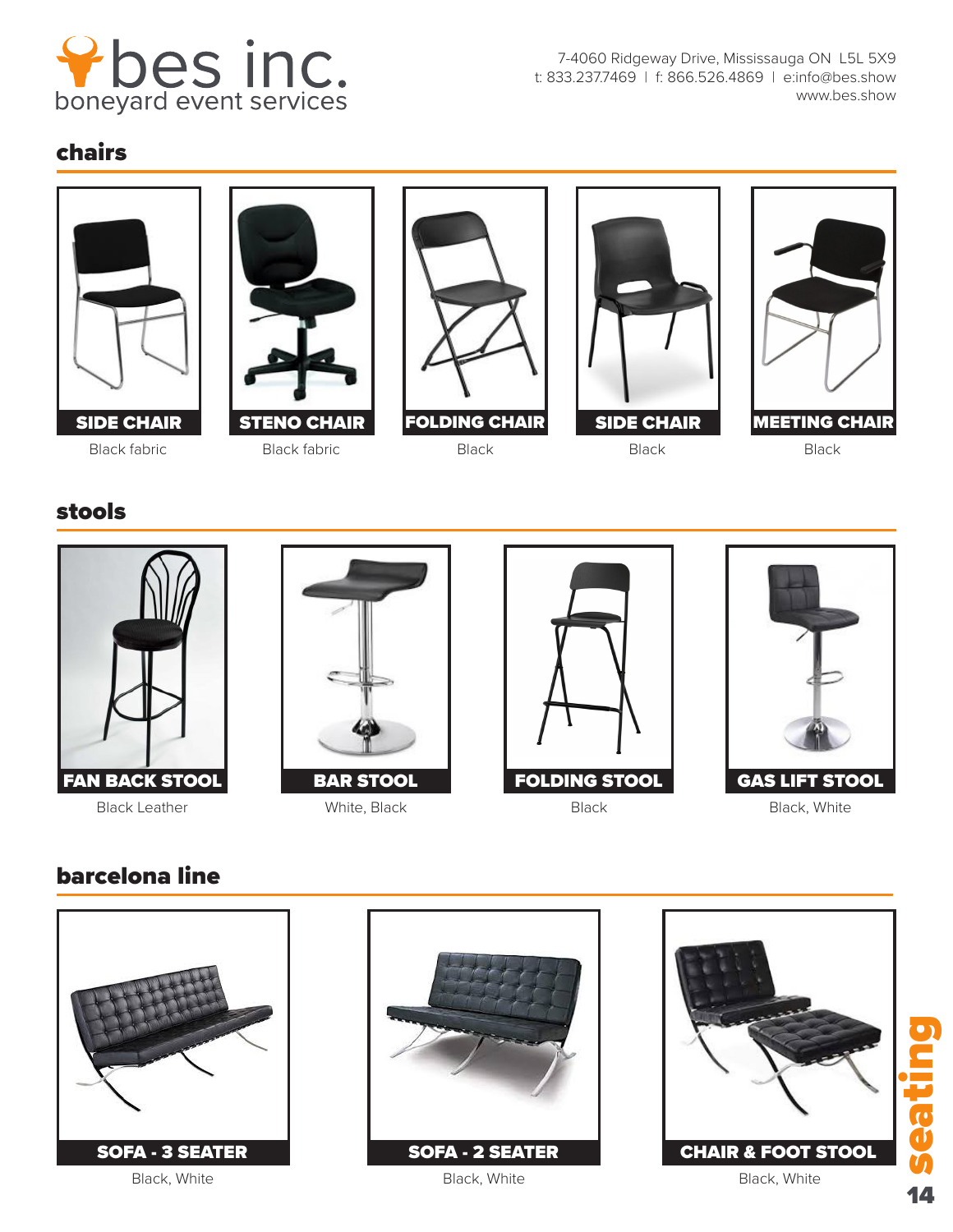bes inc.
boneyard event services

7-4060 Ridgeway Drive, Mississauga ON L5L 5X9
t: 833.237.7469 | f: 866.526.4869 | e:info@bes.show
www.bes.show

## chairs

**SIDE CHAIR**
Black fabric

**STENO CHAIR**
Black fabric

**FOLDING CHAIR**
Black

**SIDE CHAIR**
Black

**MEETING CHAIR**
Black

## stools

**FAN BACK STOOL**
Black Leather

**BAR STOOL**
White, Black

**FOLDING STOOL**
Black

**GAS LIFT STOOL**
Black, White

## barcelona line

**SOFA - 3 SEATER**
Black, White

**SOFA - 2 SEATER**
Black, White

**CHAIR & FOOT STOOL**
Black, White

seating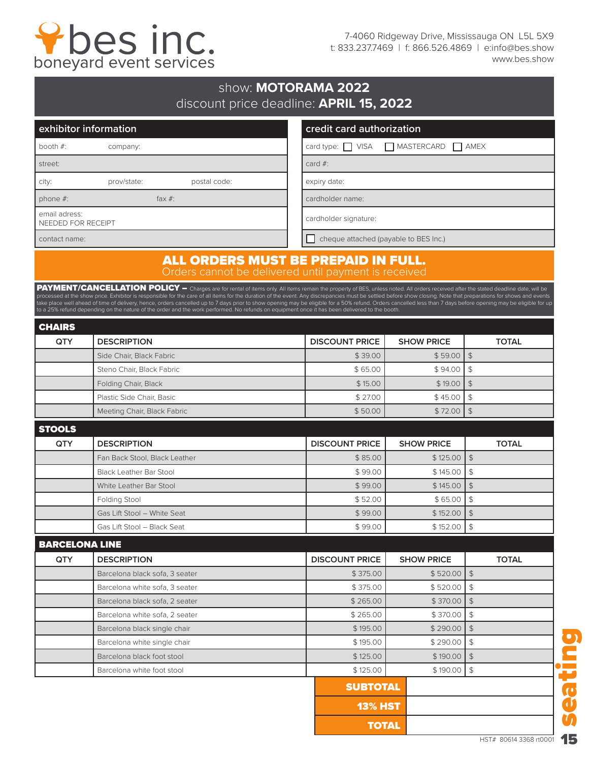# bes inc.
boneyard event services

7-4060 Ridgeway Drive, Mississauga ON L5L 5X9
t: 833.237.7469 | f: 866.526.4869 | e:info@bes.show
www.bes.show

## show: **MOTORAMA 2022**
## discount price deadline: **APRIL 15, 2022**

### exhibitor information

| | | |
|---|---|---|
| booth #: | company: | |
| street: | | |
| city: | prov/state: | postal code: |
| phone #: | fax #: | |
| email adress: NEEDED FOR RECEIPT | | |
| contact name: | | |

### credit card authorization

| |
|---|
| card type: ☐ VISA ☐ MASTERCARD ☐ AMEX |
| card #: |
| expiry date: |
| cardholder name: |
| cardholder signature: |
| ☐ cheque attached (payable to BES Inc.) |

## ALL ORDERS MUST BE PREPAID IN FULL.
Orders cannot be delivered until payment is received

**PAYMENT/CANCELLATION POLICY –** Charges are for rental of items only. All items remain the property of BES, unless noted. All orders received after the stated deadline date, will be processed at the show price. Exhibitor is responsible for the care of all items for the duration of the event. Any discrepancies must be settled before show closing. Note that preparations for shows and events take place well ahead of time of delivery, hence, orders cancelled up to 7 days prior to show opening may be eligible for a 50% refund. Orders cancelled less than 7 days before opening may be eligible for up to a 25% refund depending on the nature of the order and the work performed. No refunds on equipment once it has been delivered to the booth.

### CHAIRS

| QTY | DESCRIPTION | DISCOUNT PRICE | SHOW PRICE | TOTAL |
|---|---|---|---|---|
| | Side Chair, Black Fabric | $ 39.00 | $ 59.00 | $ |
| | Steno Chair, Black Fabric | $ 65.00 | $ 94.00 | $ |
| | Folding Chair, Black | $ 15.00 | $ 19.00 | $ |
| | Plastic Side Chair, Basic | $ 27.00 | $ 45.00 | $ |
| | Meeting Chair, Black Fabric | $ 50.00 | $ 72.00 | $ |

### STOOLS

| QTY | DESCRIPTION | DISCOUNT PRICE | SHOW PRICE | TOTAL |
|---|---|---|---|---|
| | Fan Back Stool, Black Leather | $ 85.00 | $ 125.00 | $ |
| | Black Leather Bar Stool | $ 99.00 | $ 145.00 | $ |
| | White Leather Bar Stool | $ 99.00 | $ 145.00 | $ |
| | Folding Stool | $ 52.00 | $ 65.00 | $ |
| | Gas Lift Stool – White Seat | $ 99.00 | $ 152.00 | $ |
| | Gas Lift Stool – Black Seat | $ 99.00 | $ 152.00 | $ |

### BARCELONA LINE

| QTY | DESCRIPTION | DISCOUNT PRICE | SHOW PRICE | TOTAL |
|---|---|---|---|---|
| | Barcelona black sofa, 3 seater | $ 375.00 | $ 520.00 | $ |
| | Barcelona white sofa, 3 seater | $ 375.00 | $ 520.00 | $ |
| | Barcelona black sofa, 2 seater | $ 265.00 | $ 370.00 | $ |
| | Barcelona white sofa, 2 seater | $ 265.00 | $ 370.00 | $ |
| | Barcelona black single chair | $ 195.00 | $ 290.00 | $ |
| | Barcelona white single chair | $ 195.00 | $ 290.00 | $ |
| | Barcelona black foot stool | $ 125.00 | $ 190.00 | $ |
| | Barcelona white foot stool | $ 125.00 | $ 190.00 | $ |

| | |
|---|---|
| **SUBTOTAL** | |
| **13% HST** | |
| **TOTAL** | |

HST# 80614 3368 rt0001

seating